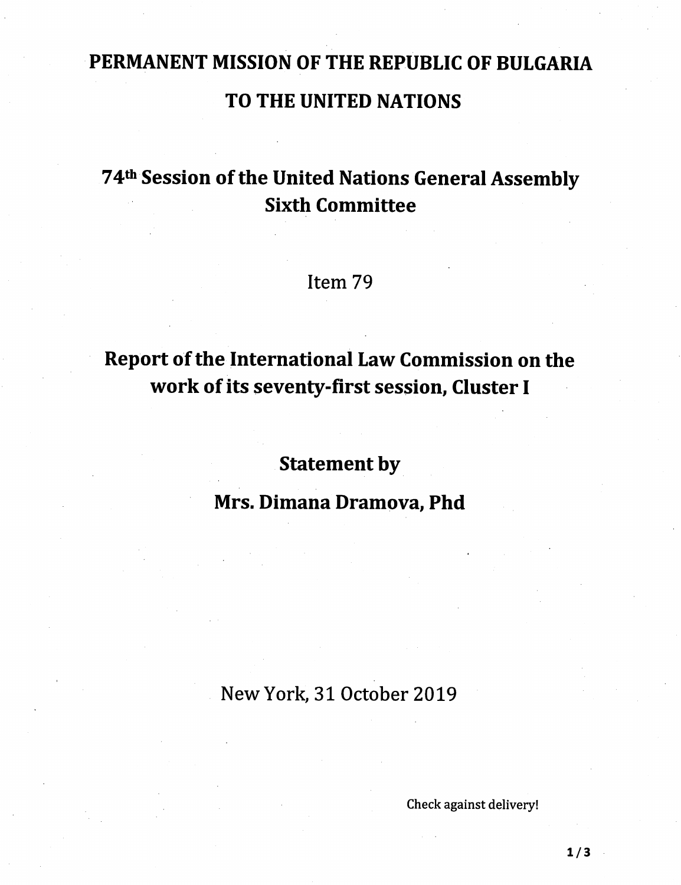# PERMANENT MISSION OF THE REPUBLIC OF BULGARIA
# TO THE UNITED NATIONS

## 74th Session of the United Nations General Assembly
## Sixth Committee

Item 79

## Report of the International Law Commission on the work of its seventy-first session, Cluster I

## Statement by
## Mrs. Dimana Dramova, Phd

New York, 31 October 2019

Check against delivery!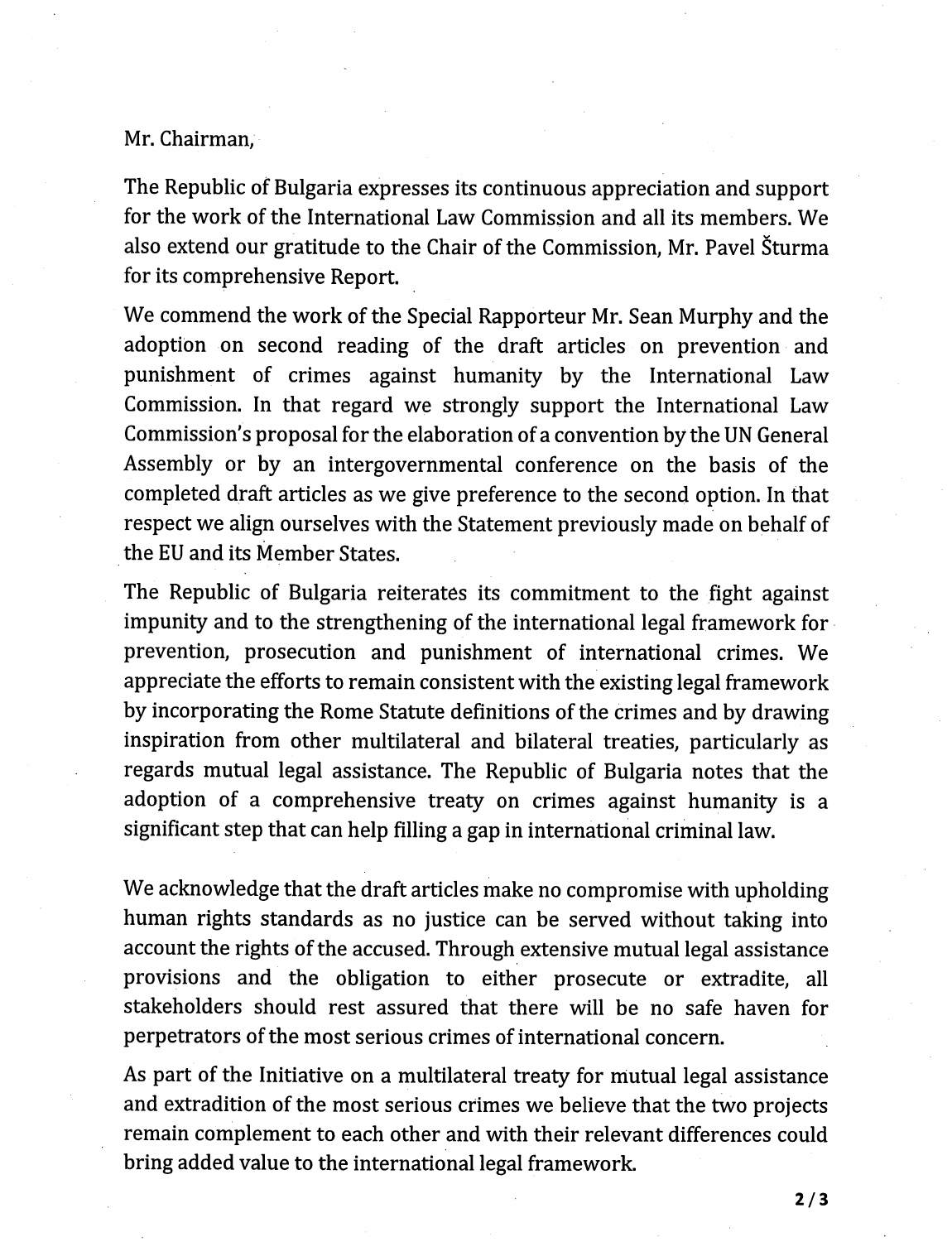Mr. Chairman,

The Republic of Bulgaria expresses its continuous appreciation and support for the work of the International Law Commission and all its members. We also extend our gratitude to the Chair of the Commission, Mr. Pavel Šturma for its comprehensive Report.

We commend the work of the Special Rapporteur Mr. Sean Murphy and the adoption on second reading of the draft articles on prevention and punishment of crimes against humanity by the International Law Commission. In that regard we strongly support the International Law Commission's proposal for the elaboration of a convention by the UN General Assembly or by an intergovernmental conference on the basis of the completed draft articles as we give preference to the second option. In that respect we align ourselves with the Statement previously made on behalf of the EU and its Member States.

The Republic of Bulgaria reiterates its commitment to the fight against impunity and to the strengthening of the international legal framework for prevention, prosecution and punishment of international crimes. We appreciate the efforts to remain consistent with the existing legal framework by incorporating the Rome Statute definitions of the crimes and by drawing inspiration from other multilateral and bilateral treaties, particularly as regards mutual legal assistance. The Republic of Bulgaria notes that the adoption of a comprehensive treaty on crimes against humanity is a significant step that can help filling a gap in international criminal law.

We acknowledge that the draft articles make no compromise with upholding human rights standards as no justice can be served without taking into account the rights of the accused. Through extensive mutual legal assistance provisions and the obligation to either prosecute or extradite, all stakeholders should rest assured that there will be no safe haven for perpetrators of the most serious crimes of international concern.

As part of the Initiative on a multilateral treaty for mutual legal assistance and extradition of the most serious crimes we believe that the two projects remain complement to each other and with their relevant differences could bring added value to the international legal framework.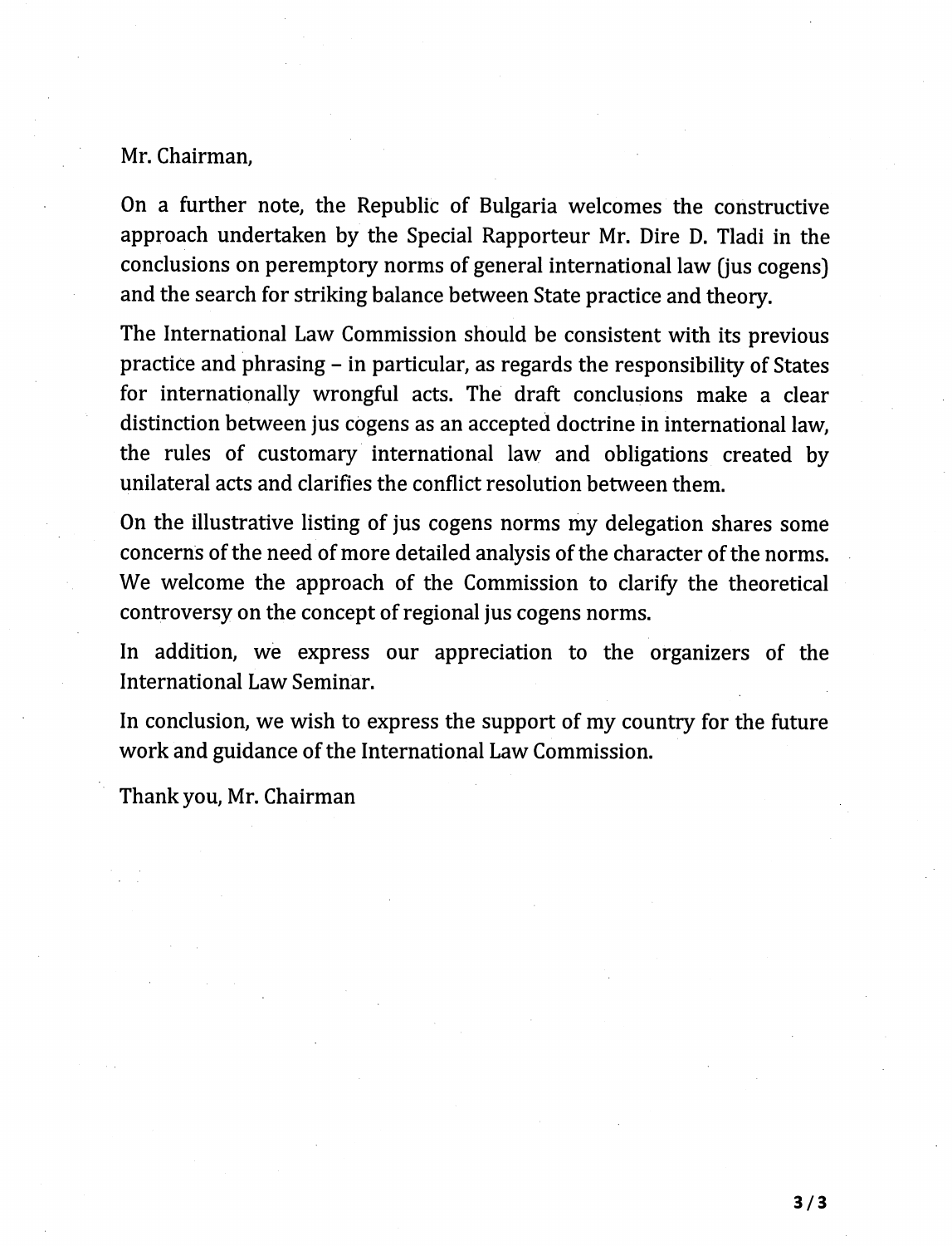Mr. Chairman,

On a further note, the Republic of Bulgaria welcomes the constructive approach undertaken by the Special Rapporteur Mr. Dire D. Tladi in the conclusions on peremptory norms of general international law (jus cogens) and the search for striking balance between State practice and theory.

The International Law Commission should be consistent with its previous practice and phrasing – in particular, as regards the responsibility of States for internationally wrongful acts. The draft conclusions make a clear distinction between jus cogens as an accepted doctrine in international law, the rules of customary international law and obligations created by unilateral acts and clarifies the conflict resolution between them.

On the illustrative listing of jus cogens norms my delegation shares some concerns of the need of more detailed analysis of the character of the norms. We welcome the approach of the Commission to clarify the theoretical controversy on the concept of regional jus cogens norms.

In addition, we express our appreciation to the organizers of the International Law Seminar.

In conclusion, we wish to express the support of my country for the future work and guidance of the International Law Commission.

Thank you, Mr. Chairman